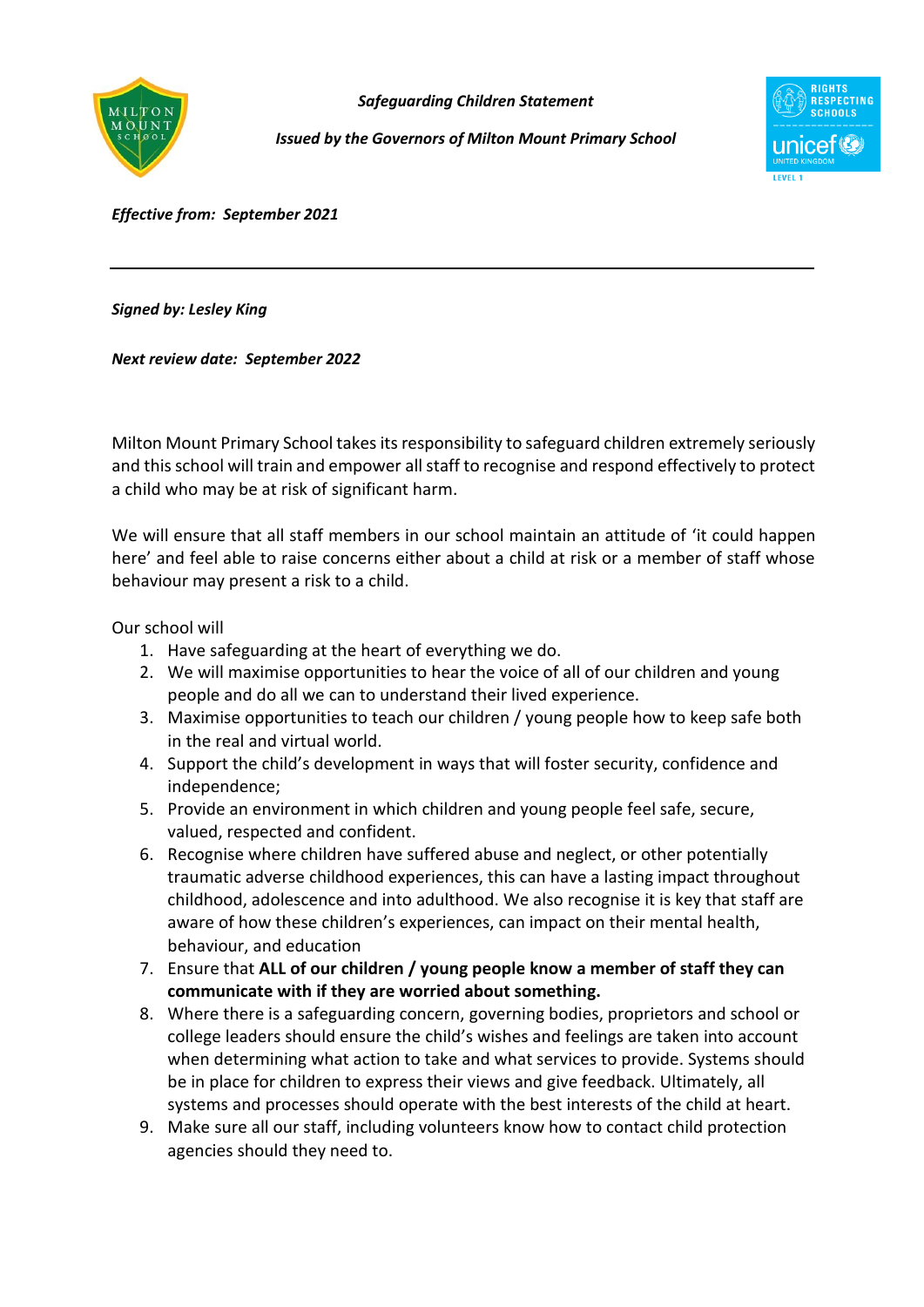***Safeguarding Children Statement***

***Issued by the Governors of Milton Mount Primary School***

***Effective from: September 2021***

---

***Signed by: Lesley King***

***Next review date: September 2022***

Milton Mount Primary School takes its responsibility to safeguard children extremely seriously and this school will train and empower all staff to recognise and respond effectively to protect a child who may be at risk of significant harm.

We will ensure that all staff members in our school maintain an attitude of 'it could happen here' and feel able to raise concerns either about a child at risk or a member of staff whose behaviour may present a risk to a child.

Our school will

1. Have safeguarding at the heart of everything we do.
2. We will maximise opportunities to hear the voice of all of our children and young people and do all we can to understand their lived experience.
3. Maximise opportunities to teach our children / young people how to keep safe both in the real and virtual world.
4. Support the child's development in ways that will foster security, confidence and independence;
5. Provide an environment in which children and young people feel safe, secure, valued, respected and confident.
6. Recognise where children have suffered abuse and neglect, or other potentially traumatic adverse childhood experiences, this can have a lasting impact throughout childhood, adolescence and into adulthood. We also recognise it is key that staff are aware of how these children's experiences, can impact on their mental health, behaviour, and education
7. Ensure that **ALL of our children / young people know a member of staff they can communicate with if they are worried about something.**
8. Where there is a safeguarding concern, governing bodies, proprietors and school or college leaders should ensure the child's wishes and feelings are taken into account when determining what action to take and what services to provide. Systems should be in place for children to express their views and give feedback. Ultimately, all systems and processes should operate with the best interests of the child at heart.
9. Make sure all our staff, including volunteers know how to contact child protection agencies should they need to.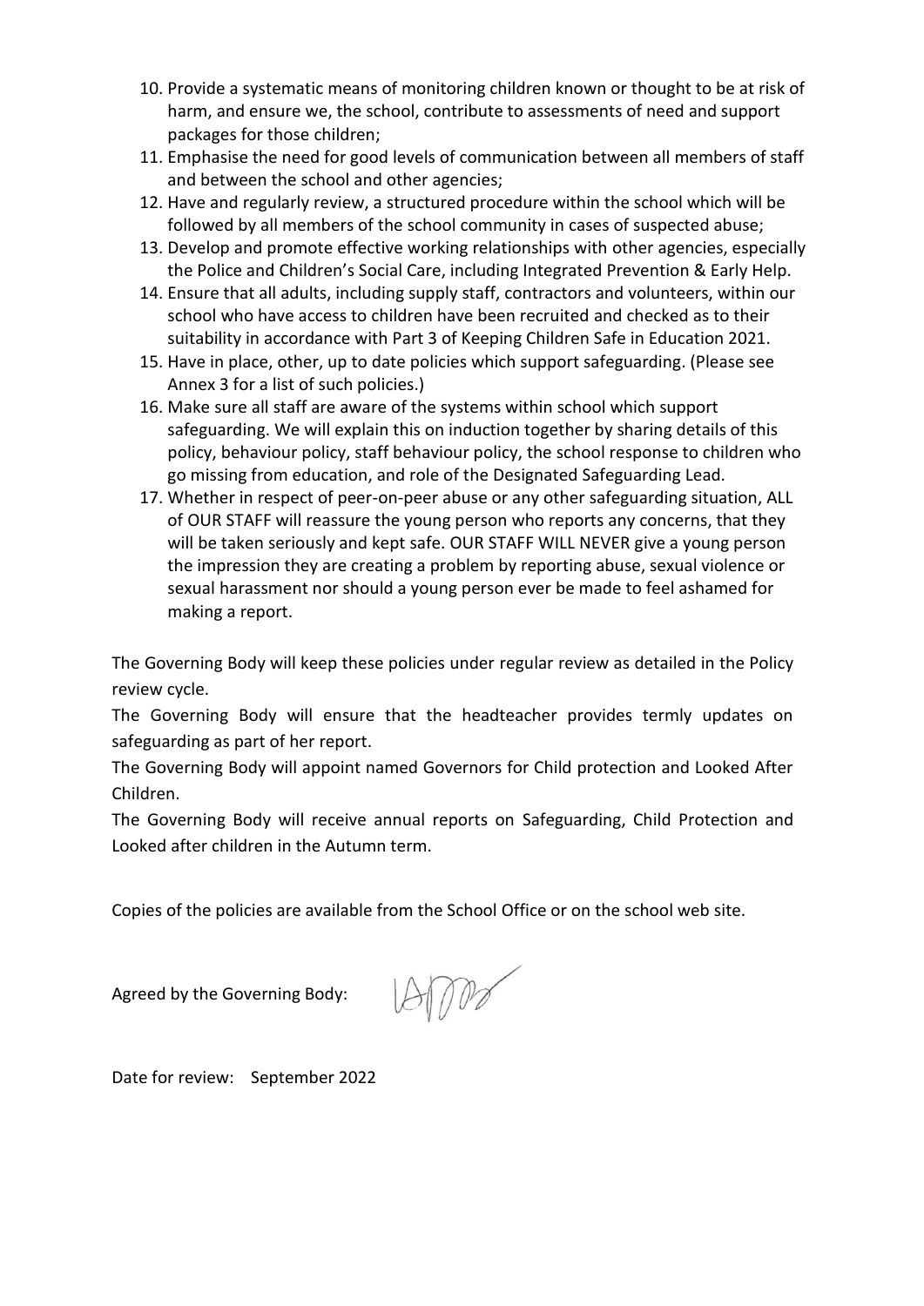10. Provide a systematic means of monitoring children known or thought to be at risk of harm, and ensure we, the school, contribute to assessments of need and support packages for those children;
11. Emphasise the need for good levels of communication between all members of staff and between the school and other agencies;
12. Have and regularly review, a structured procedure within the school which will be followed by all members of the school community in cases of suspected abuse;
13. Develop and promote effective working relationships with other agencies, especially the Police and Children's Social Care, including Integrated Prevention & Early Help.
14. Ensure that all adults, including supply staff, contractors and volunteers, within our school who have access to children have been recruited and checked as to their suitability in accordance with Part 3 of Keeping Children Safe in Education 2021.
15. Have in place, other, up to date policies which support safeguarding. (Please see Annex 3 for a list of such policies.)
16. Make sure all staff are aware of the systems within school which support safeguarding. We will explain this on induction together by sharing details of this policy, behaviour policy, staff behaviour policy, the school response to children who go missing from education, and role of the Designated Safeguarding Lead.
17. Whether in respect of peer-on-peer abuse or any other safeguarding situation, ALL of OUR STAFF will reassure the young person who reports any concerns, that they will be taken seriously and kept safe. OUR STAFF WILL NEVER give a young person the impression they are creating a problem by reporting abuse, sexual violence or sexual harassment nor should a young person ever be made to feel ashamed for making a report.

The Governing Body will keep these policies under regular review as detailed in the Policy review cycle.

The Governing Body will ensure that the headteacher provides termly updates on safeguarding as part of her report.

The Governing Body will appoint named Governors for Child protection and Looked After Children.

The Governing Body will receive annual reports on Safeguarding, Child Protection and Looked after children in the Autumn term.

Copies of the policies are available from the School Office or on the school web site.

Agreed by the Governing Body:

Date for review: September 2022